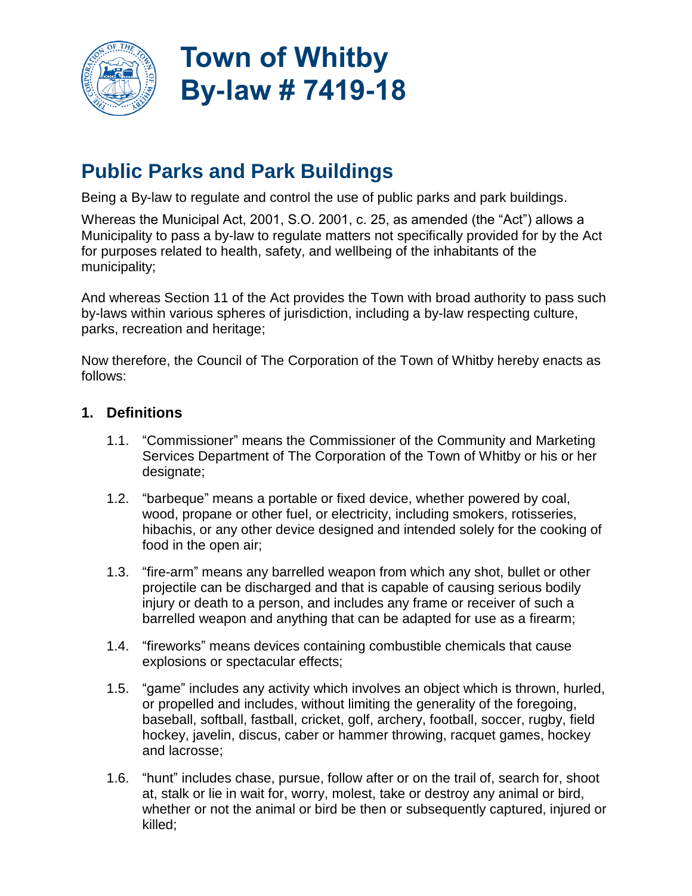# Town of Whitby By-law # 7419-18

## Public Parks and Park Buildings

Being a By-law to regulate and control the use of public parks and park buildings.

Whereas the Municipal Act, 2001, S.O. 2001, c. 25, as amended (the "Act") allows a Municipality to pass a by-law to regulate matters not specifically provided for by the Act for purposes related to health, safety, and wellbeing of the inhabitants of the municipality;

And whereas Section 11 of the Act provides the Town with broad authority to pass such by-laws within various spheres of jurisdiction, including a by-law respecting culture, parks, recreation and heritage;

Now therefore, the Council of The Corporation of the Town of Whitby hereby enacts as follows:

### 1. Definitions

1.1. "Commissioner" means the Commissioner of the Community and Marketing Services Department of The Corporation of the Town of Whitby or his or her designate;

1.2. "barbeque" means a portable or fixed device, whether powered by coal, wood, propane or other fuel, or electricity, including smokers, rotisseries, hibachis, or any other device designed and intended solely for the cooking of food in the open air;

1.3. "fire-arm" means any barrelled weapon from which any shot, bullet or other projectile can be discharged and that is capable of causing serious bodily injury or death to a person, and includes any frame or receiver of such a barrelled weapon and anything that can be adapted for use as a firearm;

1.4. "fireworks" means devices containing combustible chemicals that cause explosions or spectacular effects;

1.5. "game" includes any activity which involves an object which is thrown, hurled, or propelled and includes, without limiting the generality of the foregoing, baseball, softball, fastball, cricket, golf, archery, football, soccer, rugby, field hockey, javelin, discus, caber or hammer throwing, racquet games, hockey and lacrosse;

1.6. "hunt" includes chase, pursue, follow after or on the trail of, search for, shoot at, stalk or lie in wait for, worry, molest, take or destroy any animal or bird, whether or not the animal or bird be then or subsequently captured, injured or killed;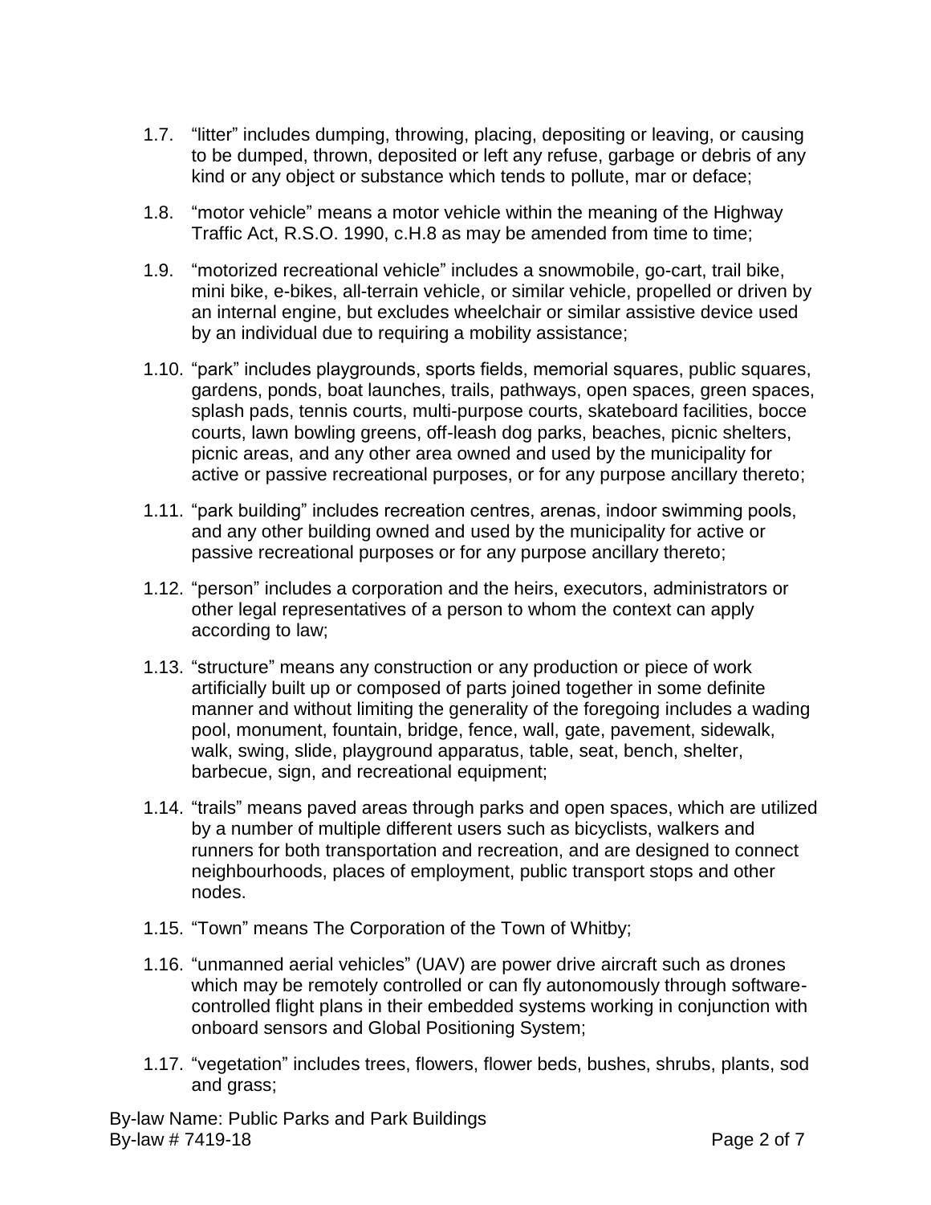1.7. "litter" includes dumping, throwing, placing, depositing or leaving, or causing to be dumped, thrown, deposited or left any refuse, garbage or debris of any kind or any object or substance which tends to pollute, mar or deface;

1.8. "motor vehicle" means a motor vehicle within the meaning of the Highway Traffic Act, R.S.O. 1990, c.H.8 as may be amended from time to time;

1.9. "motorized recreational vehicle" includes a snowmobile, go-cart, trail bike, mini bike, e-bikes, all-terrain vehicle, or similar vehicle, propelled or driven by an internal engine, but excludes wheelchair or similar assistive device used by an individual due to requiring a mobility assistance;

1.10. "park" includes playgrounds, sports fields, memorial squares, public squares, gardens, ponds, boat launches, trails, pathways, open spaces, green spaces, splash pads, tennis courts, multi-purpose courts, skateboard facilities, bocce courts, lawn bowling greens, off-leash dog parks, beaches, picnic shelters, picnic areas, and any other area owned and used by the municipality for active or passive recreational purposes, or for any purpose ancillary thereto;

1.11. "park building" includes recreation centres, arenas, indoor swimming pools, and any other building owned and used by the municipality for active or passive recreational purposes or for any purpose ancillary thereto;

1.12. "person" includes a corporation and the heirs, executors, administrators or other legal representatives of a person to whom the context can apply according to law;

1.13. "structure" means any construction or any production or piece of work artificially built up or composed of parts joined together in some definite manner and without limiting the generality of the foregoing includes a wading pool, monument, fountain, bridge, fence, wall, gate, pavement, sidewalk, walk, swing, slide, playground apparatus, table, seat, bench, shelter, barbecue, sign, and recreational equipment;

1.14. "trails" means paved areas through parks and open spaces, which are utilized by a number of multiple different users such as bicyclists, walkers and runners for both transportation and recreation, and are designed to connect neighbourhoods, places of employment, public transport stops and other nodes.

1.15. "Town" means The Corporation of the Town of Whitby;

1.16. "unmanned aerial vehicles" (UAV) are power drive aircraft such as drones which may be remotely controlled or can fly autonomously through software-controlled flight plans in their embedded systems working in conjunction with onboard sensors and Global Positioning System;

1.17. "vegetation" includes trees, flowers, flower beds, bushes, shrubs, plants, sod and grass;

By-law Name: Public Parks and Park Buildings
By-law # 7419-18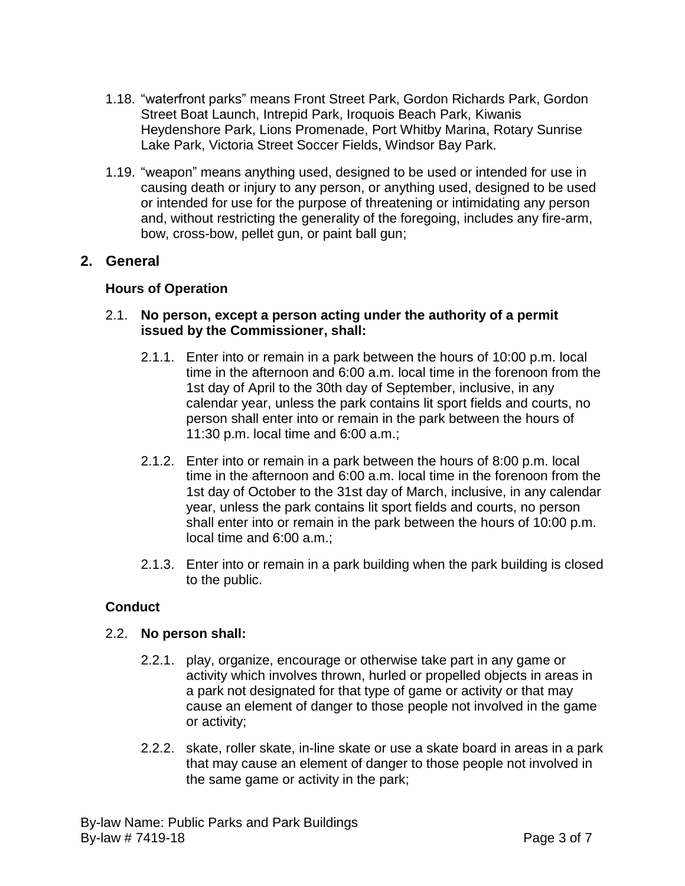1.18. “waterfront parks” means Front Street Park, Gordon Richards Park, Gordon Street Boat Launch, Intrepid Park, Iroquois Beach Park, Kiwanis Heydenshore Park, Lions Promenade, Port Whitby Marina, Rotary Sunrise Lake Park, Victoria Street Soccer Fields, Windsor Bay Park.

1.19. “weapon” means anything used, designed to be used or intended for use in causing death or injury to any person, or anything used, designed to be used or intended for use for the purpose of threatening or intimidating any person and, without restricting the generality of the foregoing, includes any fire-arm, bow, cross-bow, pellet gun, or paint ball gun;

## 2. General

### Hours of Operation

2.1. **No person, except a person acting under the authority of a permit issued by the Commissioner, shall:**

2.1.1. Enter into or remain in a park between the hours of 10:00 p.m. local time in the afternoon and 6:00 a.m. local time in the forenoon from the 1st day of April to the 30th day of September, inclusive, in any calendar year, unless the park contains lit sport fields and courts, no person shall enter into or remain in the park between the hours of 11:30 p.m. local time and 6:00 a.m.;

2.1.2. Enter into or remain in a park between the hours of 8:00 p.m. local time in the afternoon and 6:00 a.m. local time in the forenoon from the 1st day of October to the 31st day of March, inclusive, in any calendar year, unless the park contains lit sport fields and courts, no person shall enter into or remain in the park between the hours of 10:00 p.m. local time and 6:00 a.m.;

2.1.3. Enter into or remain in a park building when the park building is closed to the public.

### Conduct

2.2. **No person shall:**

2.2.1. play, organize, encourage or otherwise take part in any game or activity which involves thrown, hurled or propelled objects in areas in a park not designated for that type of game or activity or that may cause an element of danger to those people not involved in the game or activity;

2.2.2. skate, roller skate, in-line skate or use a skate board in areas in a park that may cause an element of danger to those people not involved in the same game or activity in the park;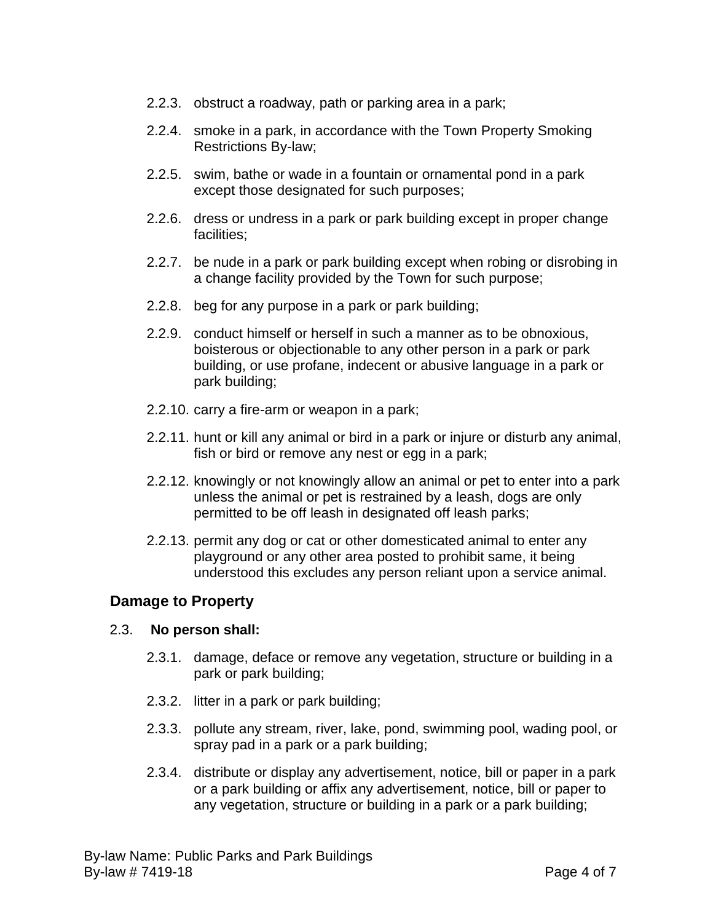2.2.3. obstruct a roadway, path or parking area in a park;

2.2.4. smoke in a park, in accordance with the Town Property Smoking Restrictions By-law;

2.2.5. swim, bathe or wade in a fountain or ornamental pond in a park except those designated for such purposes;

2.2.6. dress or undress in a park or park building except in proper change facilities;

2.2.7. be nude in a park or park building except when robing or disrobing in a change facility provided by the Town for such purpose;

2.2.8. beg for any purpose in a park or park building;

2.2.9. conduct himself or herself in such a manner as to be obnoxious, boisterous or objectionable to any other person in a park or park building, or use profane, indecent or abusive language in a park or park building;

2.2.10. carry a fire-arm or weapon in a park;

2.2.11. hunt or kill any animal or bird in a park or injure or disturb any animal, fish or bird or remove any nest or egg in a park;

2.2.12. knowingly or not knowingly allow an animal or pet to enter into a park unless the animal or pet is restrained by a leash, dogs are only permitted to be off leash in designated off leash parks;

2.2.13. permit any dog or cat or other domesticated animal to enter any playground or any other area posted to prohibit same, it being understood this excludes any person reliant upon a service animal.

## Damage to Property

2.3. **No person shall:**

2.3.1. damage, deface or remove any vegetation, structure or building in a park or park building;

2.3.2. litter in a park or park building;

2.3.3. pollute any stream, river, lake, pond, swimming pool, wading pool, or spray pad in a park or a park building;

2.3.4. distribute or display any advertisement, notice, bill or paper in a park or a park building or affix any advertisement, notice, bill or paper to any vegetation, structure or building in a park or a park building;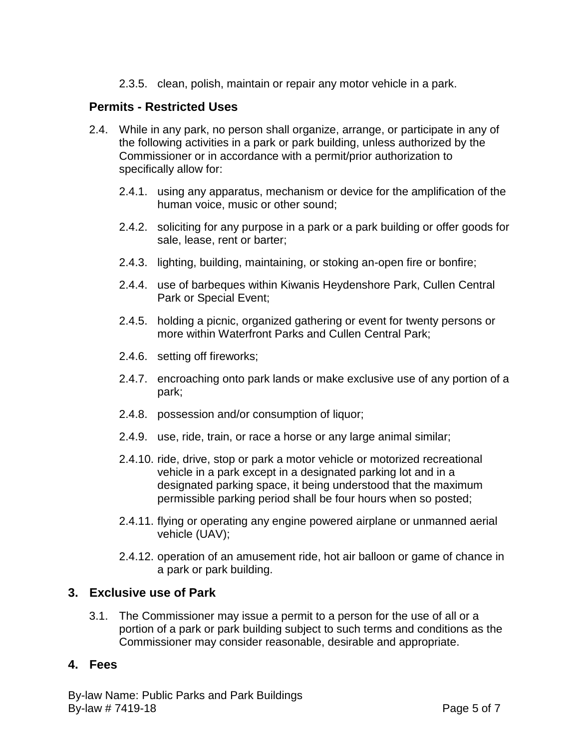2.3.5. clean, polish, maintain or repair any motor vehicle in a park.

### Permits - Restricted Uses

2.4. While in any park, no person shall organize, arrange, or participate in any of the following activities in a park or park building, unless authorized by the Commissioner or in accordance with a permit/prior authorization to specifically allow for:

2.4.1. using any apparatus, mechanism or device for the amplification of the human voice, music or other sound;

2.4.2. soliciting for any purpose in a park or a park building or offer goods for sale, lease, rent or barter;

2.4.3. lighting, building, maintaining, or stoking an-open fire or bonfire;

2.4.4. use of barbeques within Kiwanis Heydenshore Park, Cullen Central Park or Special Event;

2.4.5. holding a picnic, organized gathering or event for twenty persons or more within Waterfront Parks and Cullen Central Park;

2.4.6. setting off fireworks;

2.4.7. encroaching onto park lands or make exclusive use of any portion of a park;

2.4.8. possession and/or consumption of liquor;

2.4.9. use, ride, train, or race a horse or any large animal similar;

2.4.10. ride, drive, stop or park a motor vehicle or motorized recreational vehicle in a park except in a designated parking lot and in a designated parking space, it being understood that the maximum permissible parking period shall be four hours when so posted;

2.4.11. flying or operating any engine powered airplane or unmanned aerial vehicle (UAV);

2.4.12. operation of an amusement ride, hot air balloon or game of chance in a park or park building.

## 3. Exclusive use of Park

3.1. The Commissioner may issue a permit to a person for the use of all or a portion of a park or park building subject to such terms and conditions as the Commissioner may consider reasonable, desirable and appropriate.

## 4. Fees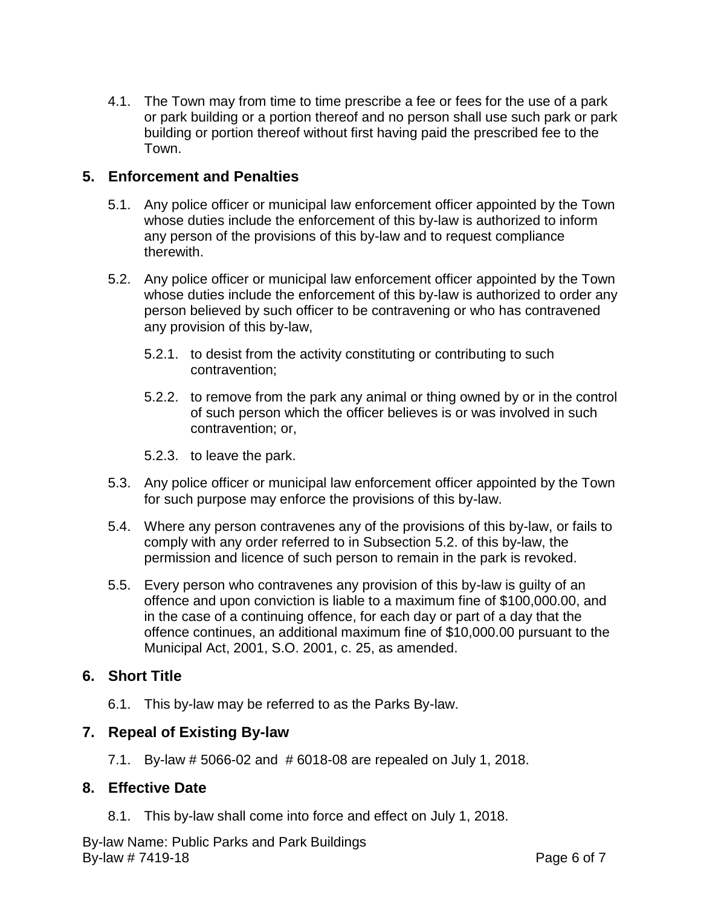4.1. The Town may from time to time prescribe a fee or fees for the use of a park or park building or a portion thereof and no person shall use such park or park building or portion thereof without first having paid the prescribed fee to the Town.

## 5. Enforcement and Penalties

5.1. Any police officer or municipal law enforcement officer appointed by the Town whose duties include the enforcement of this by-law is authorized to inform any person of the provisions of this by-law and to request compliance therewith.

5.2. Any police officer or municipal law enforcement officer appointed by the Town whose duties include the enforcement of this by-law is authorized to order any person believed by such officer to be contravening or who has contravened any provision of this by-law,

5.2.1. to desist from the activity constituting or contributing to such contravention;

5.2.2. to remove from the park any animal or thing owned by or in the control of such person which the officer believes is or was involved in such contravention; or,

5.2.3. to leave the park.

5.3. Any police officer or municipal law enforcement officer appointed by the Town for such purpose may enforce the provisions of this by-law.

5.4. Where any person contravenes any of the provisions of this by-law, or fails to comply with any order referred to in Subsection 5.2. of this by-law, the permission and licence of such person to remain in the park is revoked.

5.5. Every person who contravenes any provision of this by-law is guilty of an offence and upon conviction is liable to a maximum fine of $100,000.00, and in the case of a continuing offence, for each day or part of a day that the offence continues, an additional maximum fine of $10,000.00 pursuant to the Municipal Act, 2001, S.O. 2001, c. 25, as amended.

## 6. Short Title

6.1. This by-law may be referred to as the Parks By-law.

## 7. Repeal of Existing By-law

7.1. By-law # 5066-02 and # 6018-08 are repealed on July 1, 2018.

## 8. Effective Date

8.1. This by-law shall come into force and effect on July 1, 2018.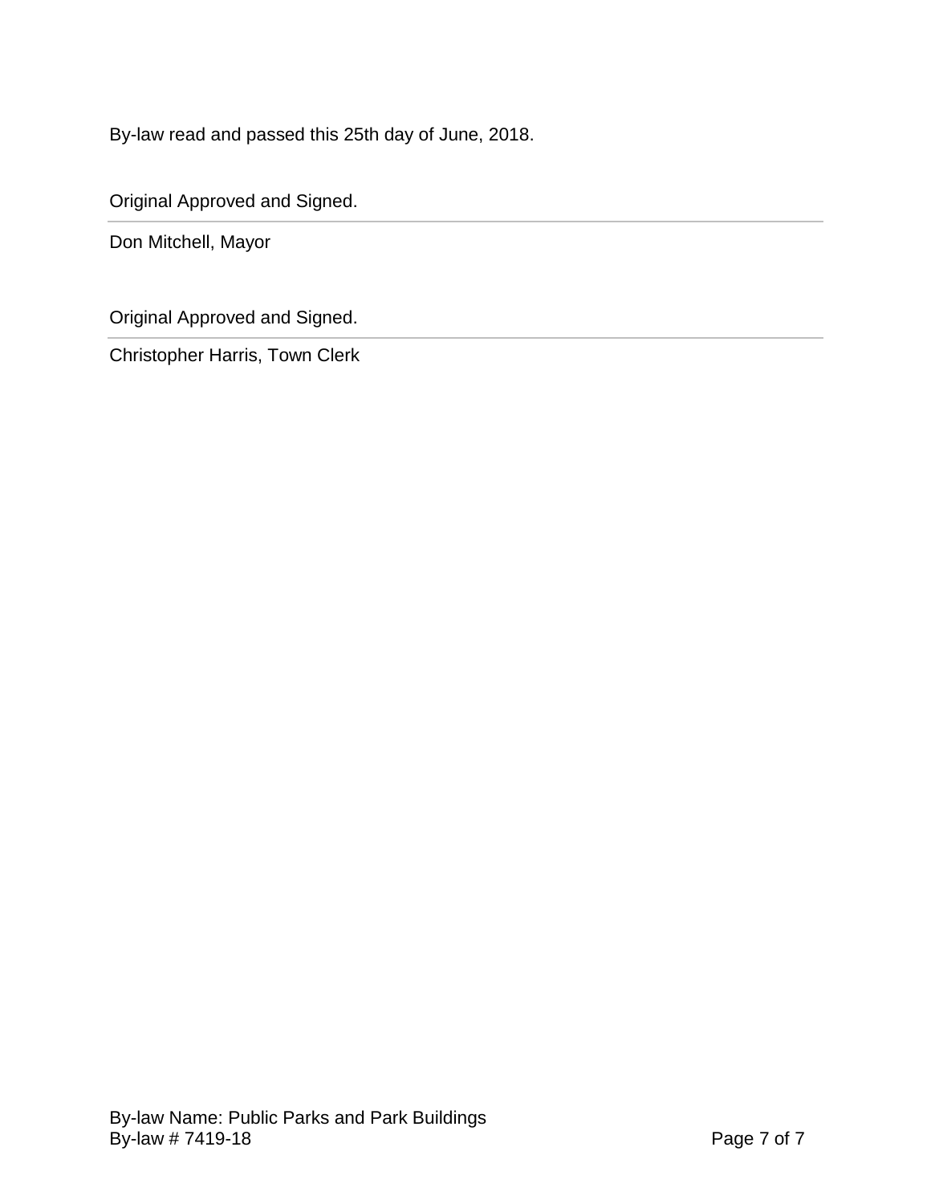By-law read and passed this 25th day of June, 2018.

Original Approved and Signed.

---

Don Mitchell, Mayor

Original Approved and Signed.

---

Christopher Harris, Town Clerk